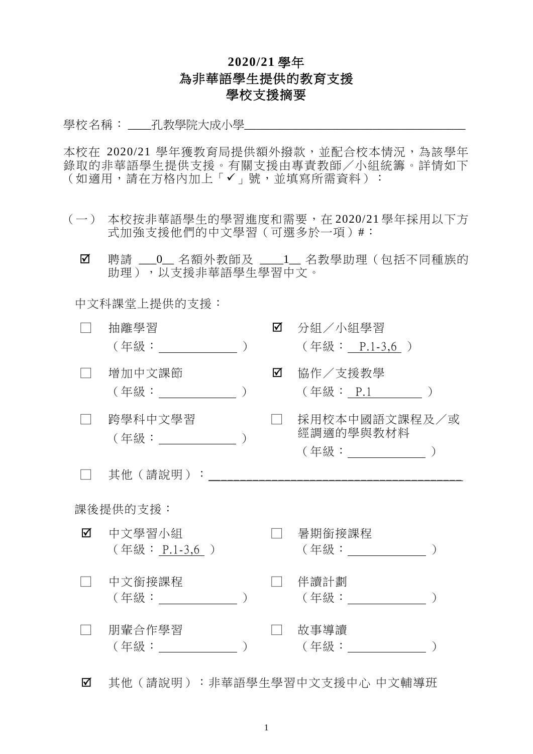# 2020/21 學年
# 為非華語學生提供的教育支援
# 學校支援摘要

學校名稱：孔教學院大成小學

本校在 2020/21 學年獲教育局提供額外撥款，並配合校本情況，為該學年錄取的非華語學生提供支援。有關支援由專責教師／小組統籌。詳情如下（如適用，請在方格內加上「✓」號，並填寫所需資料）：

（一） 本校按非華語學生的學習進度和需要，在 2020/21 學年採用以下方式加強支援他們的中文學習（可選多於一項）#：

☑ 聘請 0 名額外教師及 1 名教學助理（包括不同種族的助理），以支援非華語學生學習中文。

中文科課堂上提供的支援：

☐ 抽離學習（年級：　　　　）

☑ 分組／小組學習（年級：P.1-3,6）

☐ 增加中文課節（年級：　　　　）

☑ 協作／支援教學（年級：P.1）

☐ 跨學科中文學習（年級：　　　　）

☐ 採用校本中國語文課程及／或經調適的學與教材料（年級：　　　　）

☐ 其他（請說明）：

課後提供的支援：

☑ 中文學習小組（年級：P.1-3,6）

☐ 暑期銜接課程（年級：　　　　）

☐ 中文銜接課程（年級：　　　　）

☐ 伴讀計劃（年級：　　　　）

☐ 朋輩合作學習（年級：　　　　）

☐ 故事導讀（年級：　　　　）

☑ 其他（請說明）：非華語學生學習中文支援中心 中文輔導班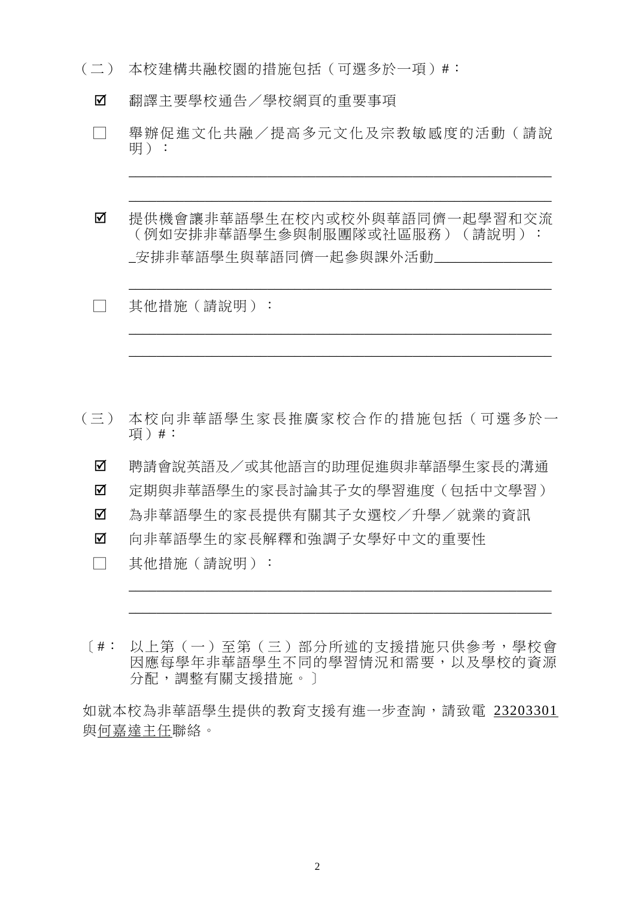（二） 本校建構共融校園的措施包括（可選多於一項）#：

☑ 翻譯主要學校通告／學校網頁的重要事項

☐ 舉辦促進文化共融／提高多元文化及宗教敏感度的活動（請說明）：

\_\_\_\_\_\_\_\_\_\_\_\_\_\_\_\_\_\_\_\_\_\_\_\_\_\_\_\_\_\_\_\_\_\_\_\_\_\_\_\_\_\_\_\_

\_\_\_\_\_\_\_\_\_\_\_\_\_\_\_\_\_\_\_\_\_\_\_\_\_\_\_\_\_\_\_\_\_\_\_\_\_\_\_\_\_\_\_\_

☑ 提供機會讓非華語學生在校內或校外與華語同儕一起學習和交流（例如安排非華語學生參與制服團隊或社區服務）（請說明）：

\_安排非華語學生與華語同儕一起參與課外活動\_\_\_\_\_\_\_\_\_\_\_\_\_\_\_\_

\_\_\_\_\_\_\_\_\_\_\_\_\_\_\_\_\_\_\_\_\_\_\_\_\_\_\_\_\_\_\_\_\_\_\_\_\_\_\_\_\_\_\_\_

☐ 其他措施（請說明）：

\_\_\_\_\_\_\_\_\_\_\_\_\_\_\_\_\_\_\_\_\_\_\_\_\_\_\_\_\_\_\_\_\_\_\_\_\_\_\_\_\_\_\_\_

\_\_\_\_\_\_\_\_\_\_\_\_\_\_\_\_\_\_\_\_\_\_\_\_\_\_\_\_\_\_\_\_\_\_\_\_\_\_\_\_\_\_\_\_

（三） 本校向非華語學生家長推廣家校合作的措施包括（可選多於一項）#：

☑ 聘請會說英語及／或其他語言的助理促進與非華語學生家長的溝通

☑ 定期與非華語學生的家長討論其子女的學習進度（包括中文學習）

☑ 為非華語學生的家長提供有關其子女選校／升學／就業的資訊

☑ 向非華語學生的家長解釋和強調子女學好中文的重要性

☐ 其他措施（請說明）：

\_\_\_\_\_\_\_\_\_\_\_\_\_\_\_\_\_\_\_\_\_\_\_\_\_\_\_\_\_\_\_\_\_\_\_\_\_\_\_\_\_\_\_\_

\_\_\_\_\_\_\_\_\_\_\_\_\_\_\_\_\_\_\_\_\_\_\_\_\_\_\_\_\_\_\_\_\_\_\_\_\_\_\_\_\_\_\_\_

〔#： 以上第（一）至第（三）部分所述的支援措施只供參考，學校會因應每學年非華語學生不同的學習情況和需要，以及學校的資源分配，調整有關支援措施。〕

如就本校為非華語學生提供的教育支援有進一步查詢，請致電 23203301 與何嘉達主任聯絡。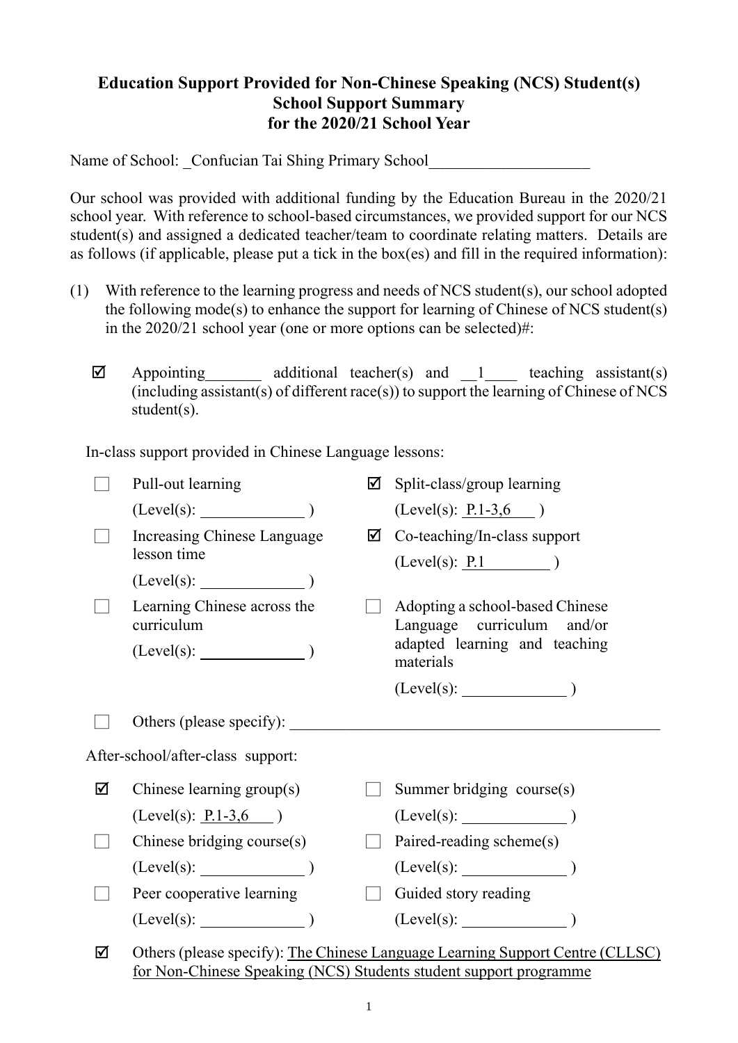# Education Support Provided for Non-Chinese Speaking (NCS) Student(s)
## School Support Summary
## for the 2020/21 School Year

Name of School: Confucian Tai Shing Primary School

Our school was provided with additional funding by the Education Bureau in the 2020/21 school year. With reference to school-based circumstances, we provided support for our NCS student(s) and assigned a dedicated teacher/team to coordinate relating matters. Details are as follows (if applicable, please put a tick in the box(es) and fill in the required information):

(1) With reference to the learning progress and needs of NCS student(s), our school adopted the following mode(s) to enhance the support for learning of Chinese of NCS student(s) in the 2020/21 school year (one or more options can be selected)#:

☑ Appointing ______ additional teacher(s) and 1 teaching assistant(s) (including assistant(s) of different race(s)) to support the learning of Chinese of NCS student(s).

In-class support provided in Chinese Language lessons:

☐ Pull-out learning (Level(s): ______ )

☑ Split-class/group learning (Level(s): P.1-3,6 )

☐ Increasing Chinese Language lesson time (Level(s): ______ )

☑ Co-teaching/In-class support (Level(s): P.1 )

☐ Learning Chinese across the curriculum (Level(s): ______ )

☐ Adopting a school-based Chinese Language curriculum and/or adapted learning and teaching materials (Level(s): ______ )

☐ Others (please specify): ______

After-school/after-class support:

☑ Chinese learning group(s) (Level(s): P.1-3,6 )

☐ Summer bridging course(s) (Level(s): ______ )

☐ Chinese bridging course(s) (Level(s): ______ )

☐ Paired-reading scheme(s) (Level(s): ______ )

☐ Peer cooperative learning (Level(s): ______ )

☐ Guided story reading (Level(s): ______ )

☑ Others (please specify): The Chinese Language Learning Support Centre (CLLSC) for Non-Chinese Speaking (NCS) Students student support programme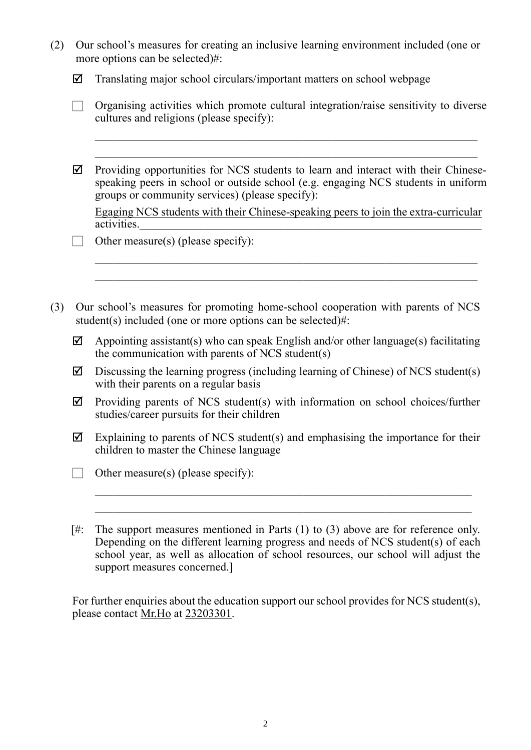(2) Our school's measures for creating an inclusive learning environment included (one or more options can be selected)#:

- ☑ Translating major school circulars/important matters on school webpage
- ☐ Organising activities which promote cultural integration/raise sensitivity to diverse cultures and religions (please specify):
- ☑ Providing opportunities for NCS students to learn and interact with their Chinese-speaking peers in school or outside school (e.g. engaging NCS students in uniform groups or community services) (please specify):

  Egaging NCS students with their Chinese-speaking peers to join the extra-curricular activities.
- ☐ Other measure(s) (please specify):

(3) Our school's measures for promoting home-school cooperation with parents of NCS student(s) included (one or more options can be selected)#:

- ☑ Appointing assistant(s) who can speak English and/or other language(s) facilitating the communication with parents of NCS student(s)
- ☑ Discussing the learning progress (including learning of Chinese) of NCS student(s) with their parents on a regular basis
- ☑ Providing parents of NCS student(s) with information on school choices/further studies/career pursuits for their children
- ☑ Explaining to parents of NCS student(s) and emphasising the importance for their children to master the Chinese language
- ☐ Other measure(s) (please specify):

[#: The support measures mentioned in Parts (1) to (3) above are for reference only. Depending on the different learning progress and needs of NCS student(s) of each school year, as well as allocation of school resources, our school will adjust the support measures concerned.]

For further enquiries about the education support our school provides for NCS student(s), please contact Mr.Ho at 23203301.